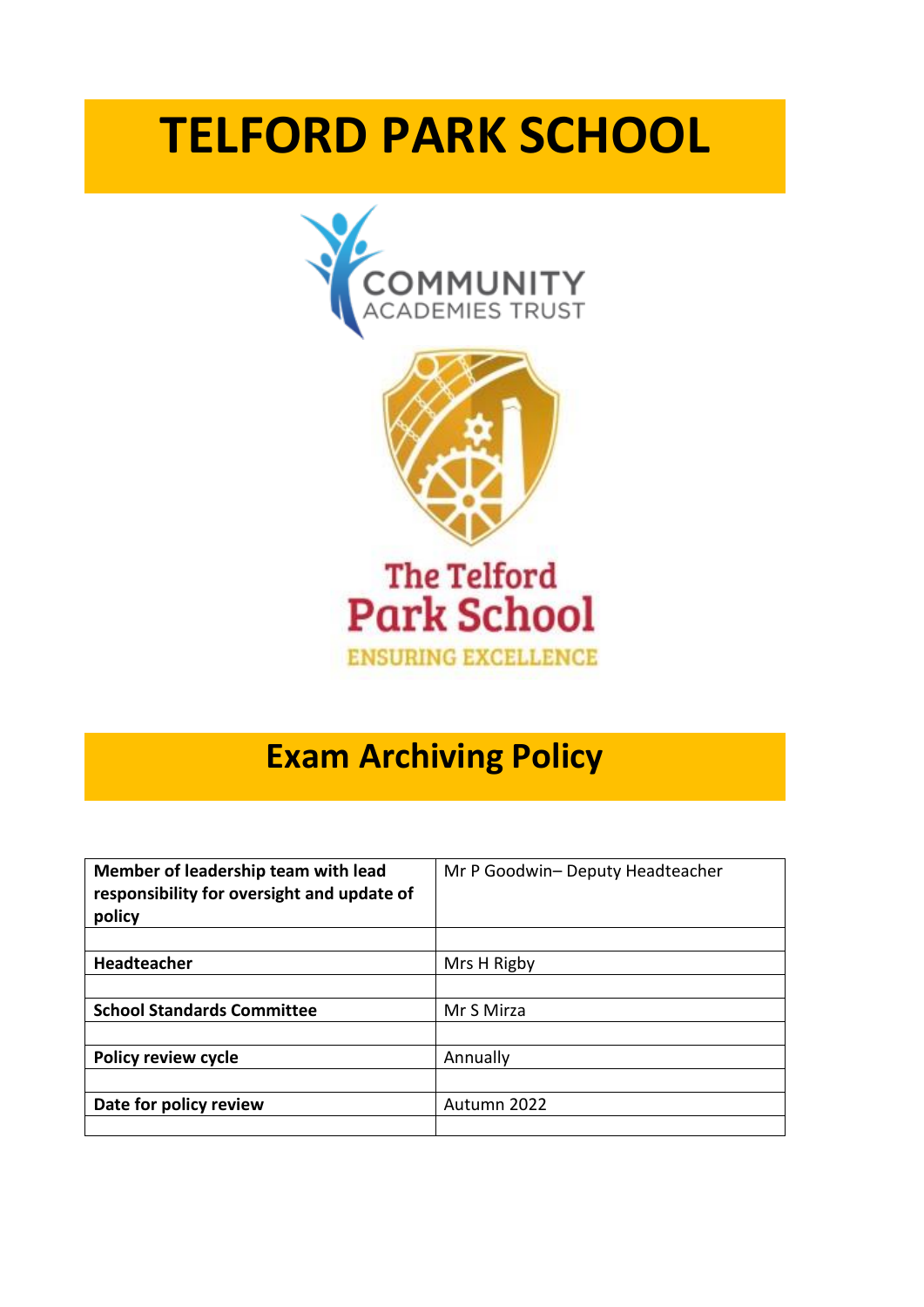# TELFORD PARK SCHOOL

COMMUNITY ACADEMIES TRUST

The Telford Park School

ENSURING EXCELLENCE

## Exam Archiving Policy

| | |
|---|---|
| **Member of leadership team with lead responsibility for oversight and update of policy** | Mr P Goodwin– Deputy Headteacher |
| | |
| **Headteacher** | Mrs H Rigby |
| | |
| **School Standards Committee** | Mr S Mirza |
| | |
| **Policy review cycle** | Annually |
| | |
| **Date for policy review** | Autumn 2022 |
| | |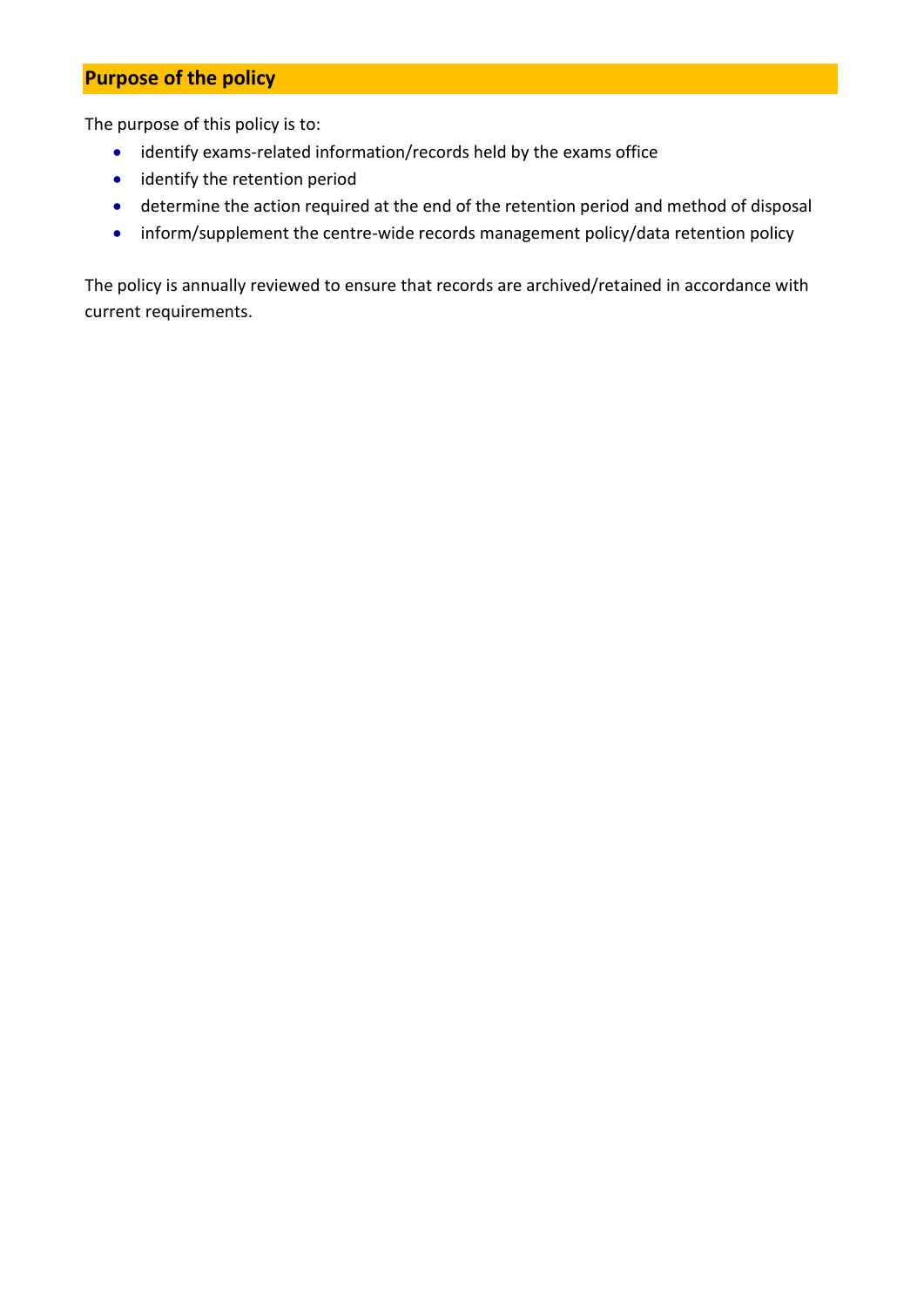## Purpose of the policy

The purpose of this policy is to:

- identify exams-related information/records held by the exams office
- identify the retention period
- determine the action required at the end of the retention period and method of disposal
- inform/supplement the centre-wide records management policy/data retention policy

The policy is annually reviewed to ensure that records are archived/retained in accordance with current requirements.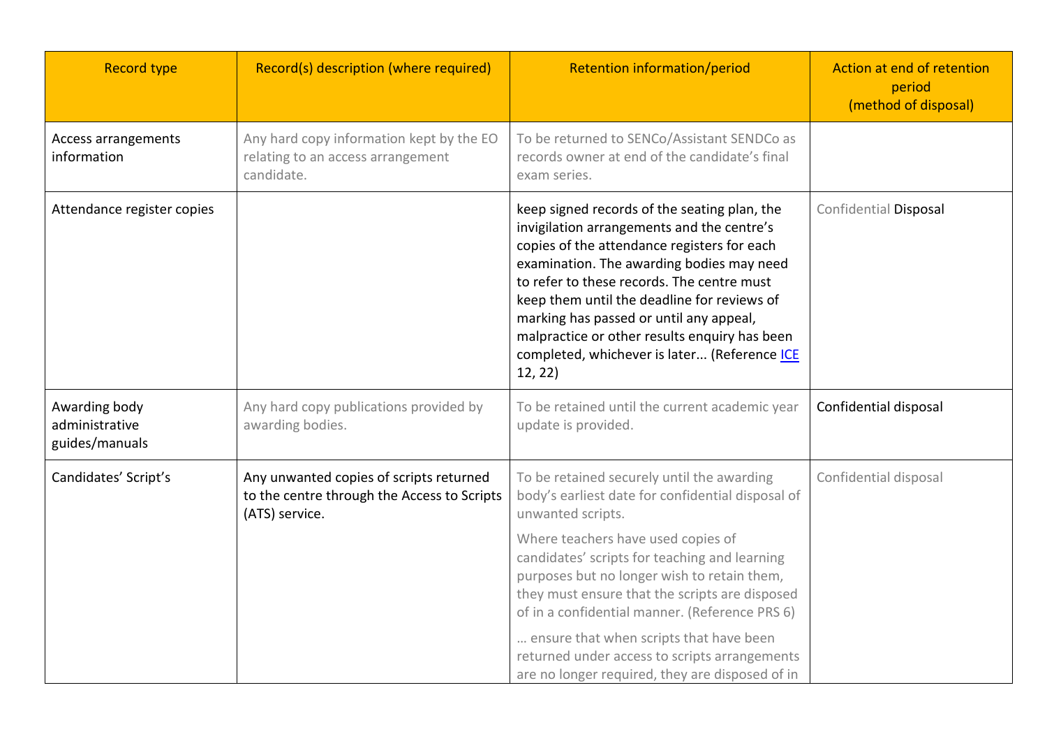| Record type | Record(s) description (where required) | Retention information/period | Action at end of retention period (method of disposal) |
|---|---|---|---|
| Access arrangements information | Any hard copy information kept by the EO relating to an access arrangement candidate. | To be returned to SENCo/Assistant SENDCo as records owner at end of the candidate's final exam series. | |
| Attendance register copies | | keep signed records of the seating plan, the invigilation arrangements and the centre's copies of the attendance registers for each examination. The awarding bodies may need to refer to these records. The centre must keep them until the deadline for reviews of marking has passed or until any appeal, malpractice or other results enquiry has been completed, whichever is later... (Reference ICE 12, 22) | Confidential Disposal |
| Awarding body administrative guides/manuals | Any hard copy publications provided by awarding bodies. | To be retained until the current academic year update is provided. | Confidential disposal |
| Candidates' Script's | Any unwanted copies of scripts returned to the centre through the Access to Scripts (ATS) service. | To be retained securely until the awarding body's earliest date for confidential disposal of unwanted scripts. Where teachers have used copies of candidates' scripts for teaching and learning purposes but no longer wish to retain them, they must ensure that the scripts are disposed of in a confidential manner. (Reference PRS 6) … ensure that when scripts that have been returned under access to scripts arrangements are no longer required, they are disposed of in | Confidential disposal |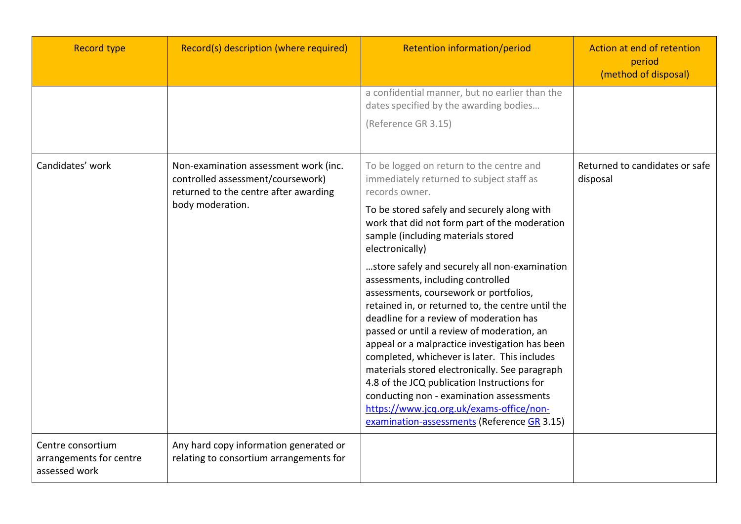| Record type | Record(s) description (where required) | Retention information/period | Action at end of retention period (method of disposal) |
|---|---|---|---|
| | | a confidential manner, but no earlier than the dates specified by the awarding bodies… (Reference GR 3.15) | |
| Candidates' work | Non-examination assessment work (inc. controlled assessment/coursework) returned to the centre after awarding body moderation. | To be logged on return to the centre and immediately returned to subject staff as records owner. To be stored safely and securely along with work that did not form part of the moderation sample (including materials stored electronically) …store safely and securely all non-examination assessments, including controlled assessments, coursework or portfolios, retained in, or returned to, the centre until the deadline for a review of moderation has passed or until a review of moderation, an appeal or a malpractice investigation has been completed, whichever is later. This includes materials stored electronically. See paragraph 4.8 of the JCQ publication Instructions for conducting non - examination assessments [https://www.jcq.org.uk/exams-office/non-examination-assessments](https://www.jcq.org.uk/exams-office/non-examination-assessments) (Reference GR 3.15) | Returned to candidates or safe disposal |
| Centre consortium arrangements for centre assessed work | Any hard copy information generated or relating to consortium arrangements for | | |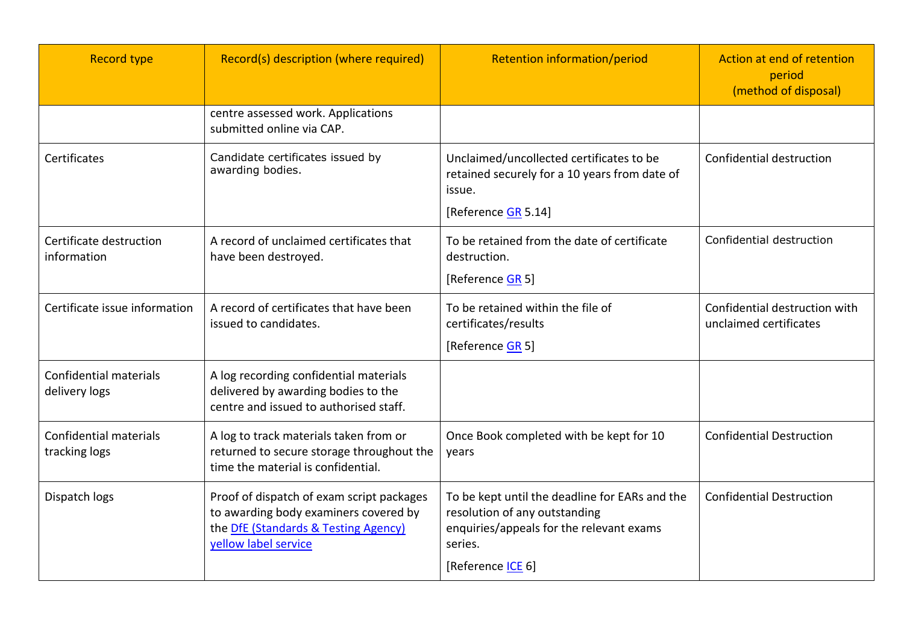| Record type | Record(s) description (where required) | Retention information/period | Action at end of retention period (method of disposal) |
|---|---|---|---|
| | centre assessed work. Applications submitted online via CAP. | | |
| Certificates | Candidate certificates issued by awarding bodies. | Unclaimed/uncollected certificates to be retained securely for a 10 years from date of issue. [Reference GR 5.14] | Confidential destruction |
| Certificate destruction information | A record of unclaimed certificates that have been destroyed. | To be retained from the date of certificate destruction. [Reference GR 5] | Confidential destruction |
| Certificate issue information | A record of certificates that have been issued to candidates. | To be retained within the file of certificates/results [Reference GR 5] | Confidential destruction with unclaimed certificates |
| Confidential materials delivery logs | A log recording confidential materials delivered by awarding bodies to the centre and issued to authorised staff. | | |
| Confidential materials tracking logs | A log to track materials taken from or returned to secure storage throughout the time the material is confidential. | Once Book completed with be kept for 10 years | Confidential Destruction |
| Dispatch logs | Proof of dispatch of exam script packages to awarding body examiners covered by the DfE (Standards & Testing Agency) yellow label service | To be kept until the deadline for EARs and the resolution of any outstanding enquiries/appeals for the relevant exams series. [Reference ICE 6] | Confidential Destruction |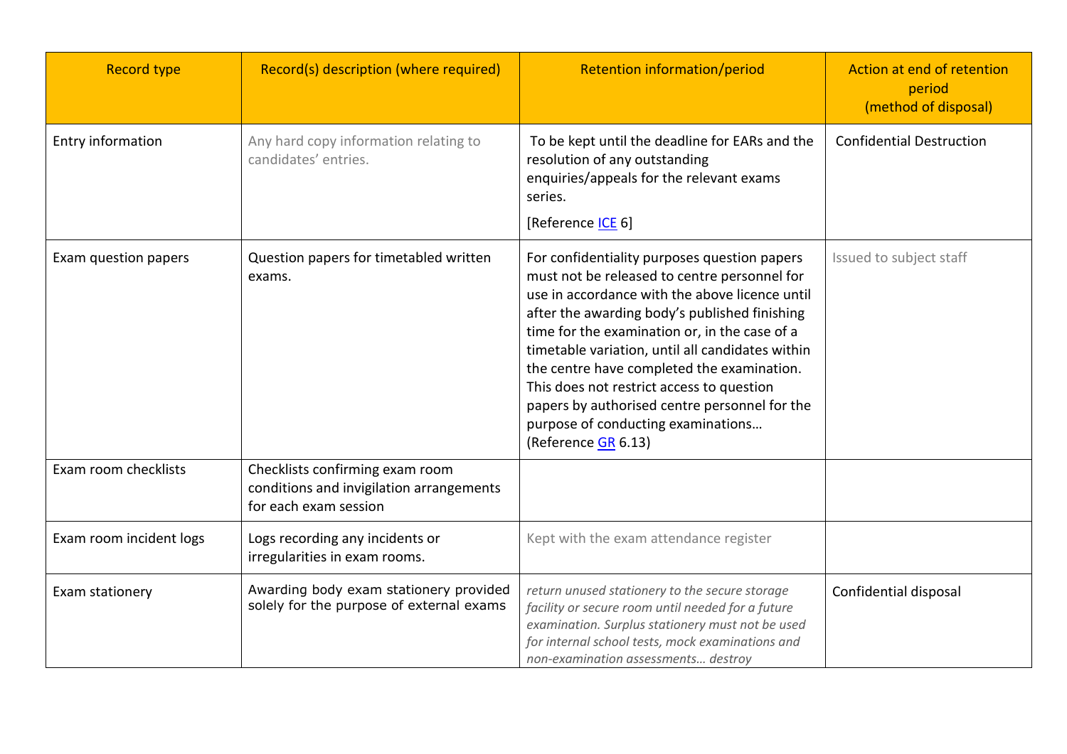| Record type | Record(s) description (where required) | Retention information/period | Action at end of retention period (method of disposal) |
|---|---|---|---|
| Entry information | Any hard copy information relating to candidates' entries. | To be kept until the deadline for EARs and the resolution of any outstanding enquiries/appeals for the relevant exams series. [Reference ICE 6] | Confidential Destruction |
| Exam question papers | Question papers for timetabled written exams. | For confidentiality purposes question papers must not be released to centre personnel for use in accordance with the above licence until after the awarding body's published finishing time for the examination or, in the case of a timetable variation, until all candidates within the centre have completed the examination. This does not restrict access to question papers by authorised centre personnel for the purpose of conducting examinations… (Reference GR 6.13) | Issued to subject staff |
| Exam room checklists | Checklists confirming exam room conditions and invigilation arrangements for each exam session | | |
| Exam room incident logs | Logs recording any incidents or irregularities in exam rooms. | Kept with the exam attendance register | |
| Exam stationery | Awarding body exam stationery provided solely for the purpose of external exams | *return unused stationery to the secure storage facility or secure room until needed for a future examination. Surplus stationery must not be used for internal school tests, mock examinations and non-examination assessments… destroy* | Confidential disposal |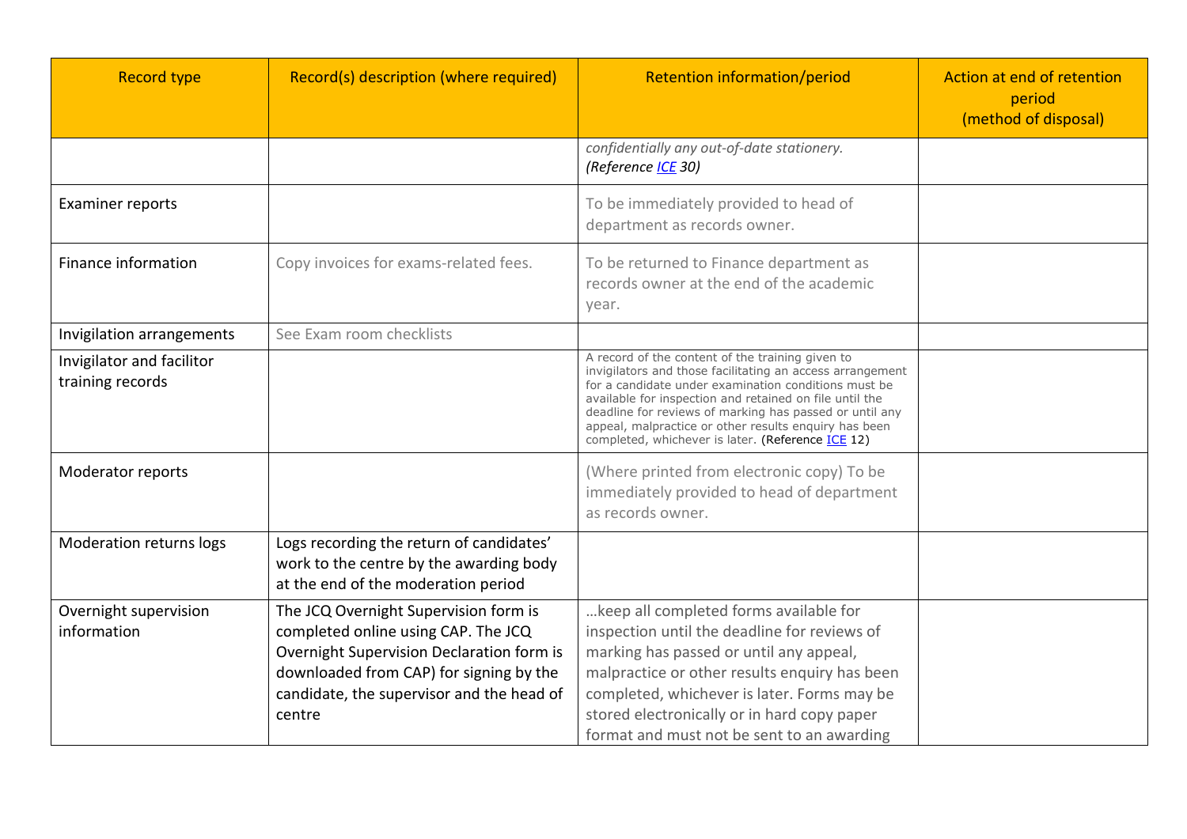| Record type | Record(s) description (where required) | Retention information/period | Action at end of retention period (method of disposal) |
|---|---|---|---|
| | | *confidentially any out-of-date stationery. (Reference [ICE](#) 30)* | |
| Examiner reports | | To be immediately provided to head of department as records owner. | |
| Finance information | Copy invoices for exams-related fees. | To be returned to Finance department as records owner at the end of the academic year. | |
| Invigilation arrangements | See Exam room checklists | | |
| Invigilator and facilitor training records | | A record of the content of the training given to invigilators and those facilitating an access arrangement for a candidate under examination conditions must be available for inspection and retained on file until the deadline for reviews of marking has passed or until any appeal, malpractice or other results enquiry has been completed, whichever is later. (Reference [ICE](#) 12) | |
| Moderator reports | | (Where printed from electronic copy) To be immediately provided to head of department as records owner. | |
| Moderation returns logs | Logs recording the return of candidates' work to the centre by the awarding body at the end of the moderation period | | |
| Overnight supervision information | The JCQ Overnight Supervision form is completed online using CAP. The JCQ Overnight Supervision Declaration form is downloaded from CAP) for signing by the candidate, the supervisor and the head of centre | …keep all completed forms available for inspection until the deadline for reviews of marking has passed or until any appeal, malpractice or other results enquiry has been completed, whichever is later. Forms may be stored electronically or in hard copy paper format and must not be sent to an awarding | |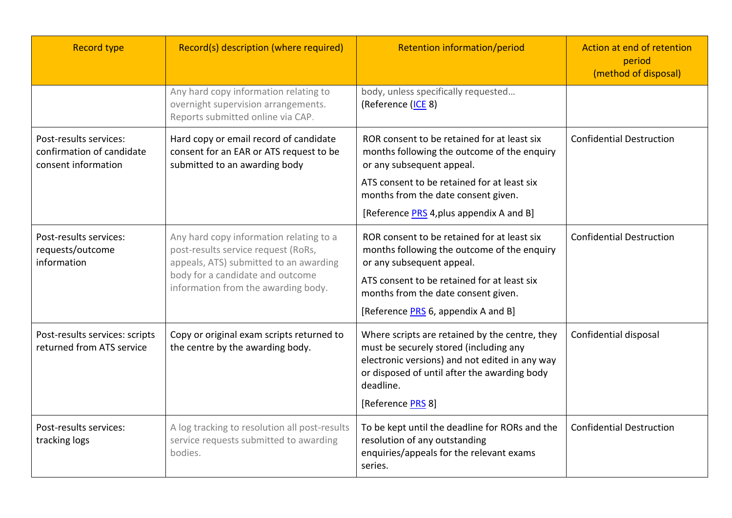| Record type | Record(s) description (where required) | Retention information/period | Action at end of retention period (method of disposal) |
|---|---|---|---|
| | Any hard copy information relating to overnight supervision arrangements. Reports submitted online via CAP. | body, unless specifically requested… (Reference (ICE 8) | |
| Post-results services: confirmation of candidate consent information | Hard copy or email record of candidate consent for an EAR or ATS request to be submitted to an awarding body | ROR consent to be retained for at least six months following the outcome of the enquiry or any subsequent appeal. ATS consent to be retained for at least six months from the date consent given. [Reference PRS 4,plus appendix A and B] | Confidential Destruction |
| Post-results services: requests/outcome information | Any hard copy information relating to a post-results service request (RoRs, appeals, ATS) submitted to an awarding body for a candidate and outcome information from the awarding body. | ROR consent to be retained for at least six months following the outcome of the enquiry or any subsequent appeal. ATS consent to be retained for at least six months from the date consent given. [Reference PRS 6, appendix A and B] | Confidential Destruction |
| Post-results services: scripts returned from ATS service | Copy or original exam scripts returned to the centre by the awarding body. | Where scripts are retained by the centre, they must be securely stored (including any electronic versions) and not edited in any way or disposed of until after the awarding body deadline. [Reference PRS 8] | Confidential disposal |
| Post-results services: tracking logs | A log tracking to resolution all post-results service requests submitted to awarding bodies. | To be kept until the deadline for RORs and the resolution of any outstanding enquiries/appeals for the relevant exams series. | Confidential Destruction |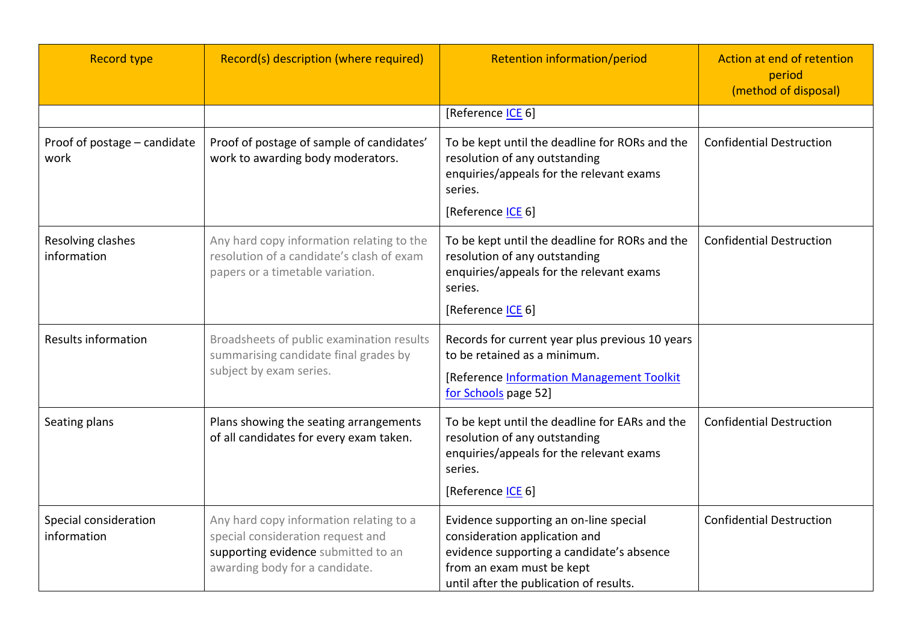| Record type | Record(s) description (where required) | Retention information/period | Action at end of retention period (method of disposal) |
|---|---|---|---|
| | | [Reference ICE 6] | |
| Proof of postage – candidate work | Proof of postage of sample of candidates' work to awarding body moderators. | To be kept until the deadline for RORs and the resolution of any outstanding enquiries/appeals for the relevant exams series. [Reference ICE 6] | Confidential Destruction |
| Resolving clashes information | Any hard copy information relating to the resolution of a candidate's clash of exam papers or a timetable variation. | To be kept until the deadline for RORs and the resolution of any outstanding enquiries/appeals for the relevant exams series. [Reference ICE 6] | Confidential Destruction |
| Results information | Broadsheets of public examination results summarising candidate final grades by subject by exam series. | Records for current year plus previous 10 years to be retained as a minimum. [Reference Information Management Toolkit for Schools page 52] | |
| Seating plans | Plans showing the seating arrangements of all candidates for every exam taken. | To be kept until the deadline for EARs and the resolution of any outstanding enquiries/appeals for the relevant exams series. [Reference ICE 6] | Confidential Destruction |
| Special consideration information | Any hard copy information relating to a special consideration request and supporting evidence submitted to an awarding body for a candidate. | Evidence supporting an on-line special consideration application and evidence supporting a candidate's absence from an exam must be kept until after the publication of results. | Confidential Destruction |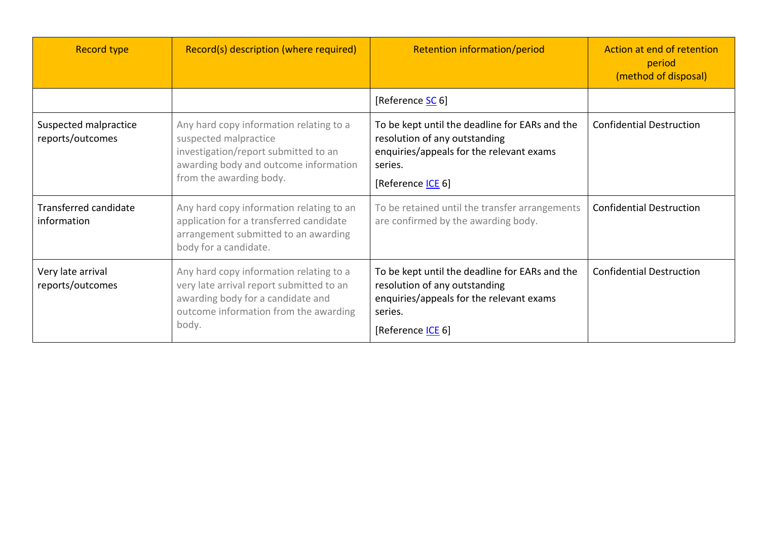| Record type | Record(s) description (where required) | Retention information/period | Action at end of retention period (method of disposal) |
|---|---|---|---|
| | | [Reference SC 6] | |
| Suspected malpractice reports/outcomes | Any hard copy information relating to a suspected malpractice investigation/report submitted to an awarding body and outcome information from the awarding body. | To be kept until the deadline for EARs and the resolution of any outstanding enquiries/appeals for the relevant exams series. [Reference ICE 6] | Confidential Destruction |
| Transferred candidate information | Any hard copy information relating to an application for a transferred candidate arrangement submitted to an awarding body for a candidate. | To be retained until the transfer arrangements are confirmed by the awarding body. | Confidential Destruction |
| Very late arrival reports/outcomes | Any hard copy information relating to a very late arrival report submitted to an awarding body for a candidate and outcome information from the awarding body. | To be kept until the deadline for EARs and the resolution of any outstanding enquiries/appeals for the relevant exams series. [Reference ICE 6] | Confidential Destruction |